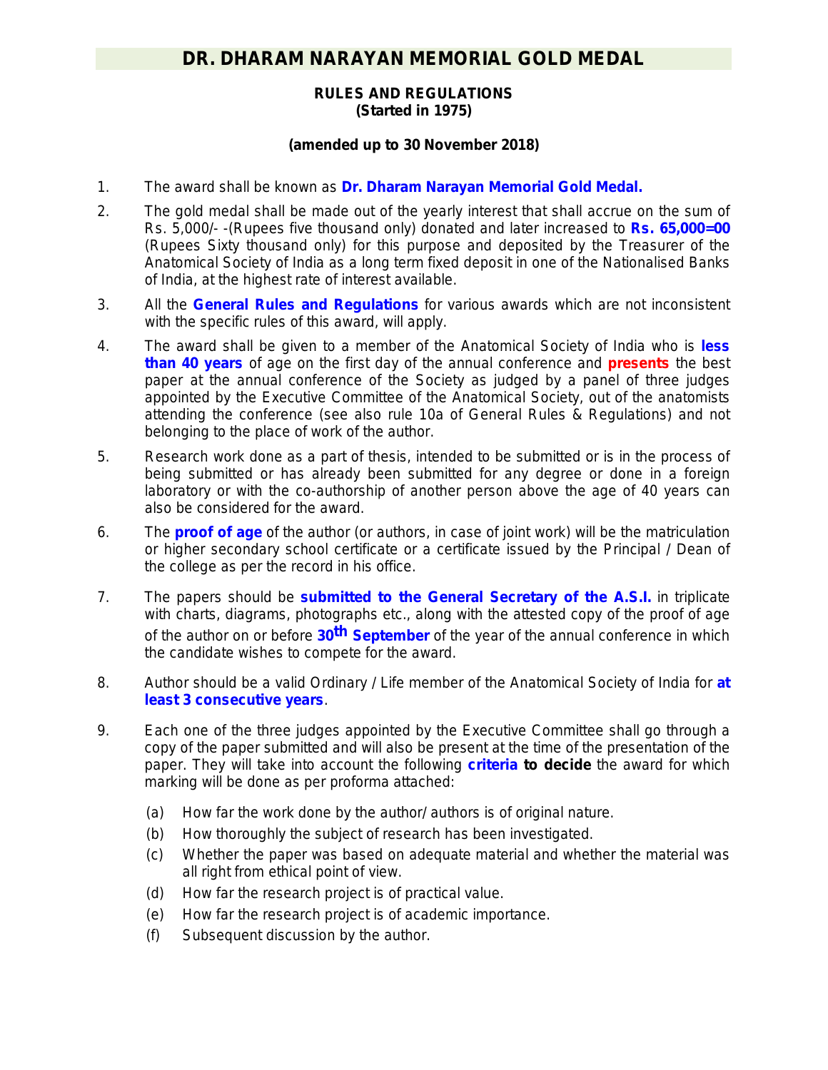# DR. DHARAM NARAYAN MEMORIAL GOLD MEDAL

**RULES AND REGULATIONS**
**(Started in 1975)**

**(amended up to 30 November 2018)**

1. The award shall be known as **Dr. Dharam Narayan Memorial Gold Medal.**

2. The gold medal shall be made out of the yearly interest that shall accrue on the sum of Rs. 5,000/- -(Rupees five thousand only) donated and later increased to **Rs. 65,000=00** (Rupees Sixty thousand only) for this purpose and deposited by the Treasurer of the Anatomical Society of India as a long term fixed deposit in one of the Nationalised Banks of India, at the highest rate of interest available.

3. All the **General Rules and Regulations** for various awards which are not inconsistent with the specific rules of this award, will apply.

4. The award shall be given to a member of the Anatomical Society of India who is **less than 40 years** of age on the first day of the annual conference and **presents** the best paper at the annual conference of the Society as judged by a panel of three judges appointed by the Executive Committee of the Anatomical Society, out of the anatomists attending the conference (see also rule 10a of General Rules & Regulations) and not belonging to the place of work of the author.

5. Research work done as a part of thesis, intended to be submitted or is in the process of being submitted or has already been submitted for any degree or done in a foreign laboratory or with the co-authorship of another person above the age of 40 years can also be considered for the award.

6. The **proof of age** of the author (or authors, in case of joint work) will be the matriculation or higher secondary school certificate or a certificate issued by the Principal / Dean of the college as per the record in his office.

7. The papers should be **submitted to the General Secretary of the A.S.I.** in triplicate with charts, diagrams, photographs etc., along with the attested copy of the proof of age of the author on or before **30th September** of the year of the annual conference in which the candidate wishes to compete for the award.

8. Author should be a valid Ordinary / Life member of the Anatomical Society of India for **at least 3 consecutive years**.

9. Each one of the three judges appointed by the Executive Committee shall go through a copy of the paper submitted and will also be present at the time of the presentation of the paper. They will take into account the following **criteria to decide** the award for which marking will be done as per proforma attached:

   (a) How far the work done by the author/ authors is of original nature.

   (b) How thoroughly the subject of research has been investigated.

   (c) Whether the paper was based on adequate material and whether the material was all right from ethical point of view.

   (d) How far the research project is of practical value.

   (e) How far the research project is of academic importance.

   (f) Subsequent discussion by the author.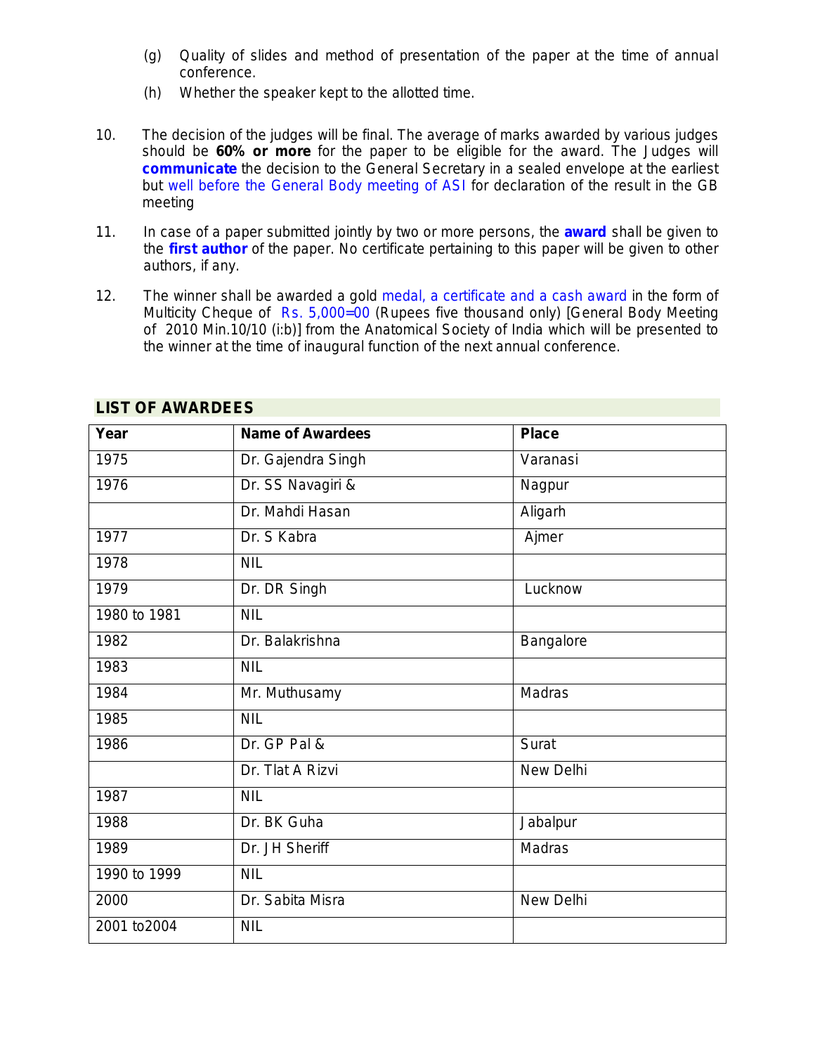(g) Quality of slides and method of presentation of the paper at the time of annual conference.

(h) Whether the speaker kept to the allotted time.

10. The decision of the judges will be final. The average of marks awarded by various judges should be **60% or more** for the paper to be eligible for the award. The Judges will **communicate** the decision to the General Secretary in a sealed envelope at the earliest but well before the General Body meeting of ASI for declaration of the result in the GB meeting

11. In case of a paper submitted jointly by two or more persons, the **award** shall be given to the **first author** of the paper. No certificate pertaining to this paper will be given to other authors, if any.

12. The winner shall be awarded a gold medal, a certificate and a cash award in the form of Multicity Cheque of Rs. 5,000=00 (Rupees five thousand only) [General Body Meeting of 2010 Min.10/10 (i:b)] from the Anatomical Society of India which will be presented to the winner at the time of inaugural function of the next annual conference.

## LIST OF AWARDEES

| Year | Name of Awardees | Place |
|---|---|---|
| 1975 | Dr. Gajendra Singh | Varanasi |
| 1976 | Dr. SS Navagiri & | Nagpur |
| | Dr. Mahdi Hasan | Aligarh |
| 1977 | Dr. S Kabra | Ajmer |
| 1978 | NIL | |
| 1979 | Dr. DR Singh | Lucknow |
| 1980 to 1981 | NIL | |
| 1982 | Dr. Balakrishna | Bangalore |
| 1983 | NIL | |
| 1984 | Mr. Muthusamy | Madras |
| 1985 | NIL | |
| 1986 | Dr. GP Pal & | Surat |
| | Dr. Tlat A Rizvi | New Delhi |
| 1987 | NIL | |
| 1988 | Dr. BK Guha | Jabalpur |
| 1989 | Dr. JH Sheriff | Madras |
| 1990 to 1999 | NIL | |
| 2000 | Dr. Sabita Misra | New Delhi |
| 2001 to2004 | NIL | |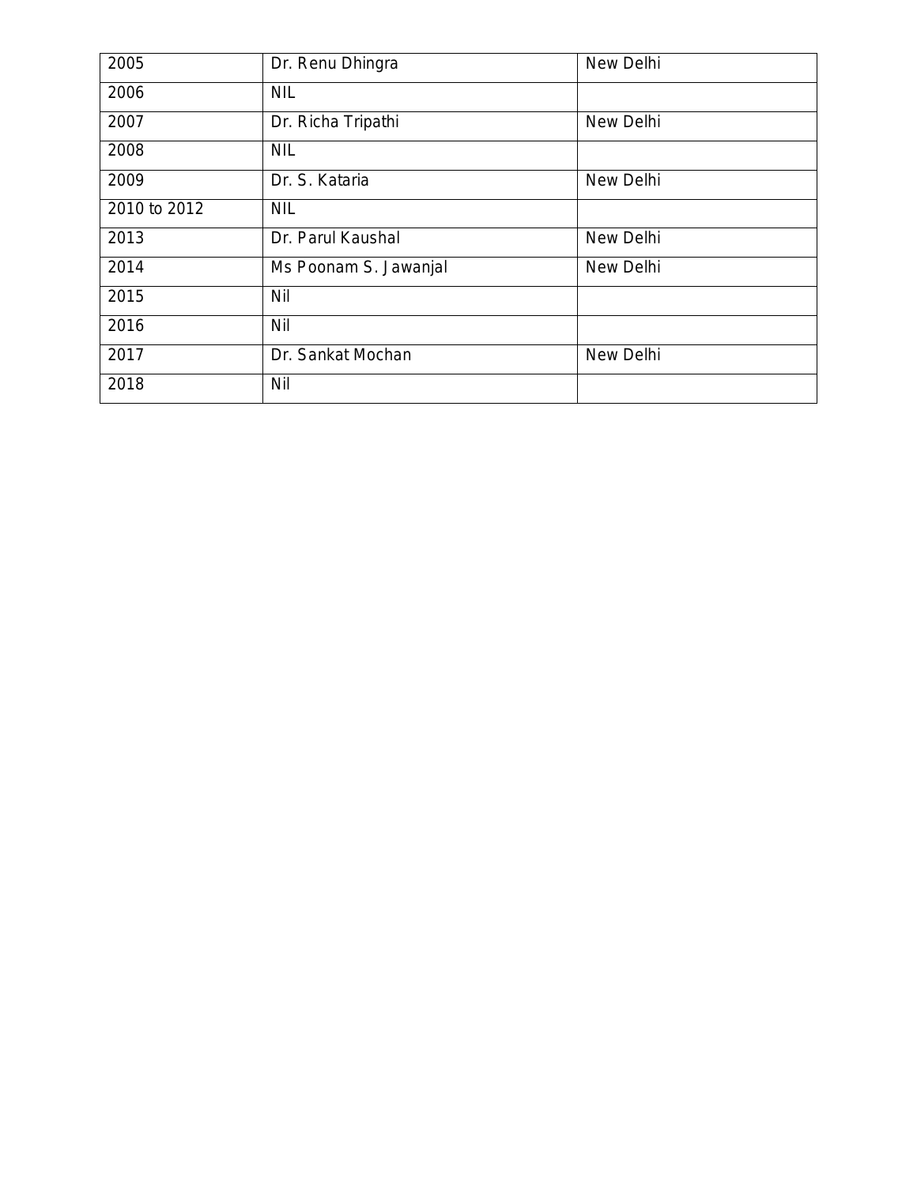| | | |
|---|---|---|
| 2005 | Dr. Renu Dhingra | New Delhi |
| 2006 | NIL | |
| 2007 | Dr. Richa Tripathi | New Delhi |
| 2008 | NIL | |
| 2009 | Dr. S. Kataria | New Delhi |
| 2010 to 2012 | NIL | |
| 2013 | Dr. Parul Kaushal | New Delhi |
| 2014 | Ms Poonam S. Jawanjal | New Delhi |
| 2015 | Nil | |
| 2016 | Nil | |
| 2017 | Dr. Sankat Mochan | New Delhi |
| 2018 | Nil | |